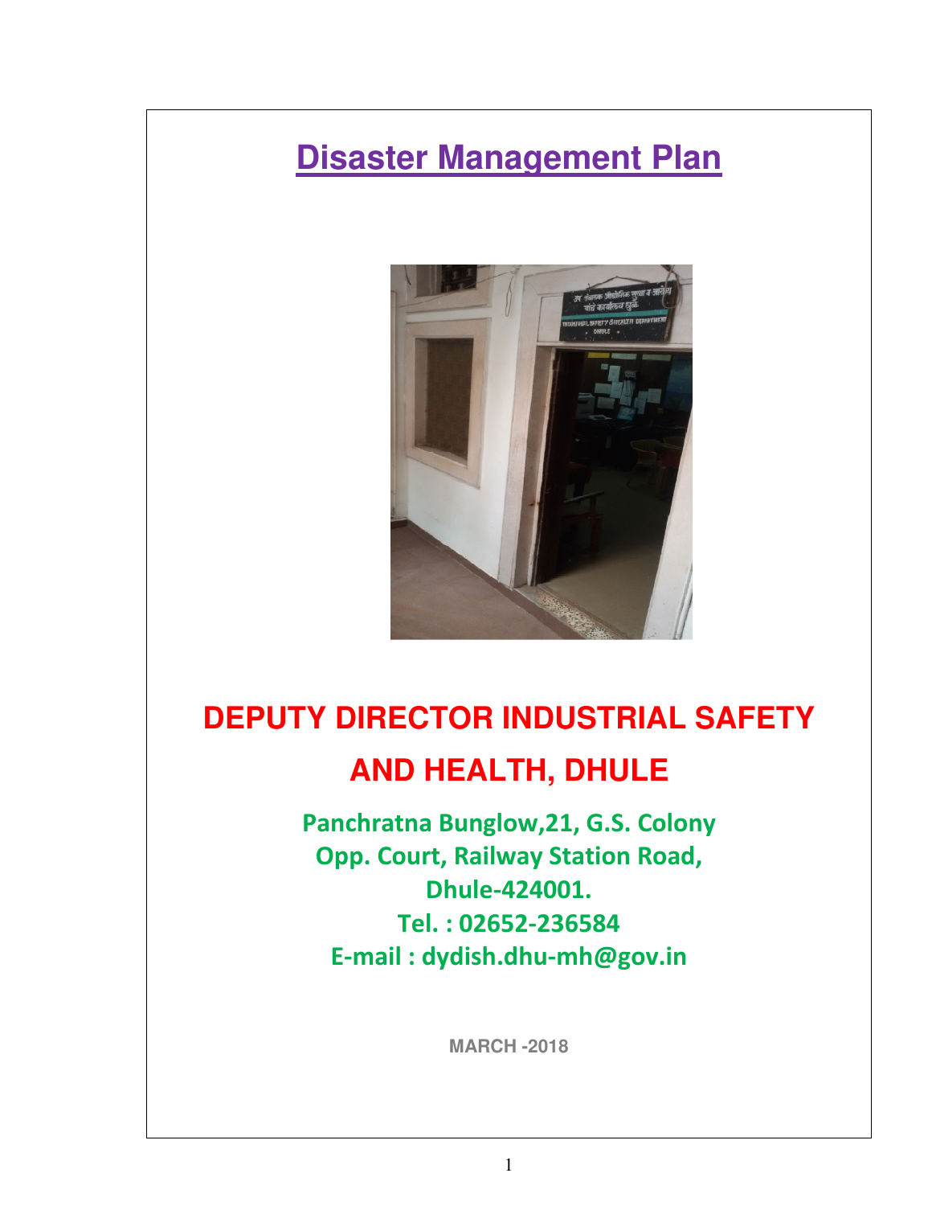# Disaster Management Plan

## DEPUTY DIRECTOR INDUSTRIAL SAFETY AND HEALTH, DHULE

**Panchratna Bunglow,21, G.S. Colony**
**Opp. Court, Railway Station Road,**
**Dhule-424001.**
**Tel. : 02652-236584**
**E-mail : dydish.dhu-mh@gov.in**

**MARCH -2018**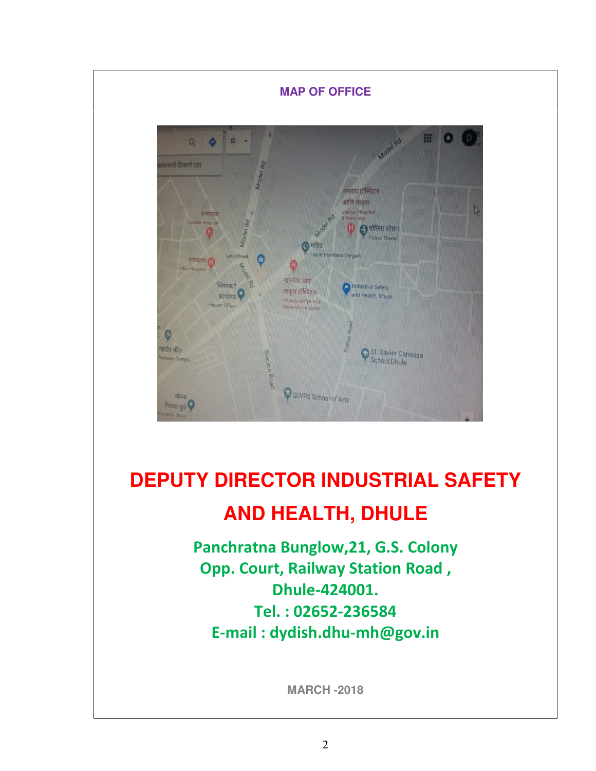**MAP OF OFFICE**

# DEPUTY DIRECTOR INDUSTRIAL SAFETY AND HEALTH, DHULE

**Panchratna Bunglow,21, G.S. Colony**
**Opp. Court, Railway Station Road ,**
**Dhule-424001.**
**Tel. : 02652-236584**
**E-mail : dydish.dhu-mh@gov.in**

**MARCH -2018**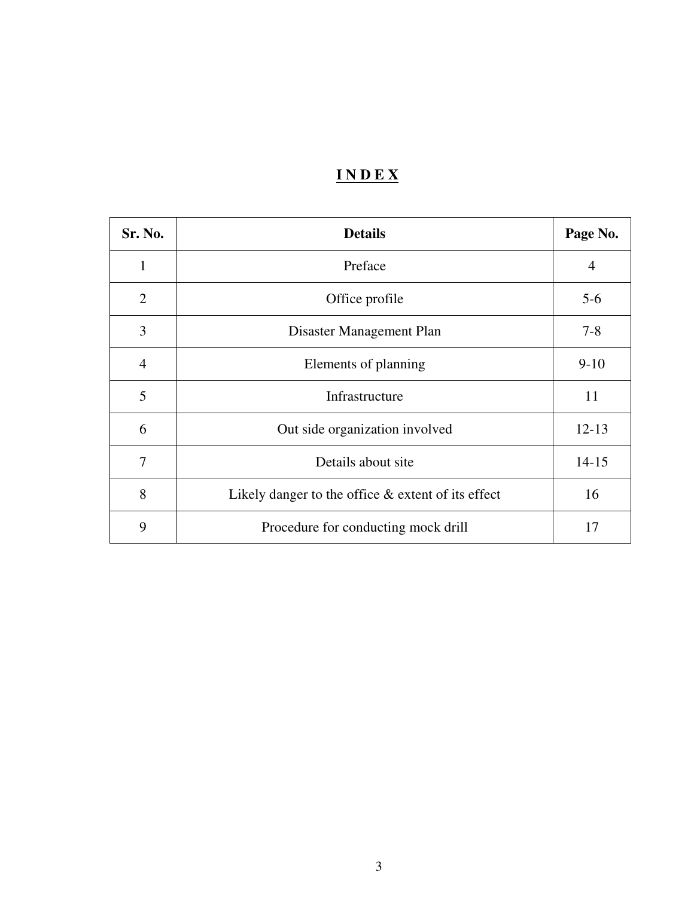# INDEX

| Sr. No. | Details | Page No. |
|---|---|---|
| 1 | Preface | 4 |
| 2 | Office profile | 5-6 |
| 3 | Disaster Management Plan | 7-8 |
| 4 | Elements of planning | 9-10 |
| 5 | Infrastructure | 11 |
| 6 | Out side organization involved | 12-13 |
| 7 | Details about site | 14-15 |
| 8 | Likely danger to the office & extent of its effect | 16 |
| 9 | Procedure for conducting mock drill | 17 |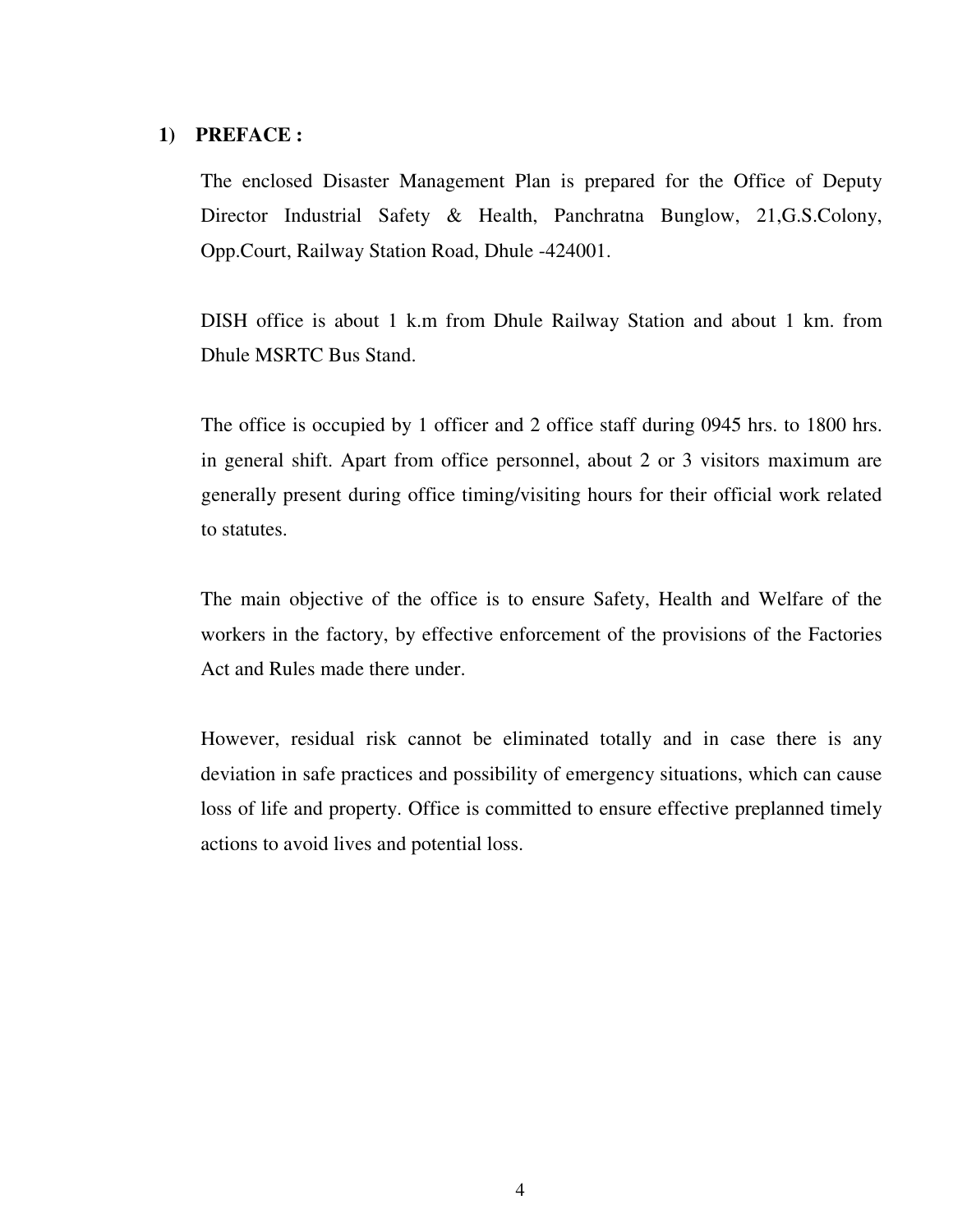## 1) PREFACE :

The enclosed Disaster Management Plan is prepared for the Office of Deputy Director Industrial Safety & Health, Panchratna Bunglow, 21,G.S.Colony, Opp.Court, Railway Station Road, Dhule -424001.

DISH office is about 1 k.m from Dhule Railway Station and about 1 km. from Dhule MSRTC Bus Stand.

The office is occupied by 1 officer and 2 office staff during 0945 hrs. to 1800 hrs. in general shift. Apart from office personnel, about 2 or 3 visitors maximum are generally present during office timing/visiting hours for their official work related to statutes.

The main objective of the office is to ensure Safety, Health and Welfare of the workers in the factory, by effective enforcement of the provisions of the Factories Act and Rules made there under.

However, residual risk cannot be eliminated totally and in case there is any deviation in safe practices and possibility of emergency situations, which can cause loss of life and property. Office is committed to ensure effective preplanned timely actions to avoid lives and potential loss.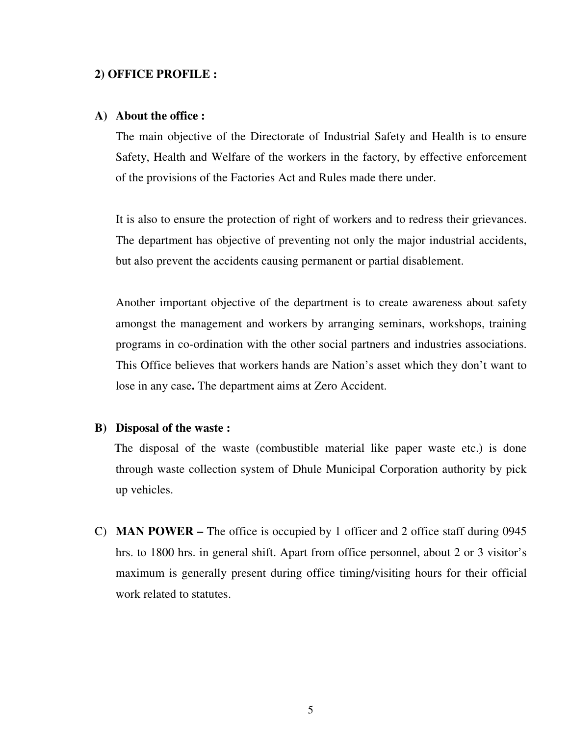## 2) OFFICE PROFILE :

### A) About the office :

The main objective of the Directorate of Industrial Safety and Health is to ensure Safety, Health and Welfare of the workers in the factory, by effective enforcement of the provisions of the Factories Act and Rules made there under.

It is also to ensure the protection of right of workers and to redress their grievances. The department has objective of preventing not only the major industrial accidents, but also prevent the accidents causing permanent or partial disablement.

Another important objective of the department is to create awareness about safety amongst the management and workers by arranging seminars, workshops, training programs in co-ordination with the other social partners and industries associations. This Office believes that workers hands are Nation's asset which they don't want to lose in any case**.** The department aims at Zero Accident.

### B) Disposal of the waste :

The disposal of the waste (combustible material like paper waste etc.) is done through waste collection system of Dhule Municipal Corporation authority by pick up vehicles.

C) **MAN POWER –** The office is occupied by 1 officer and 2 office staff during 0945 hrs. to 1800 hrs. in general shift. Apart from office personnel, about 2 or 3 visitor's maximum is generally present during office timing/visiting hours for their official work related to statutes.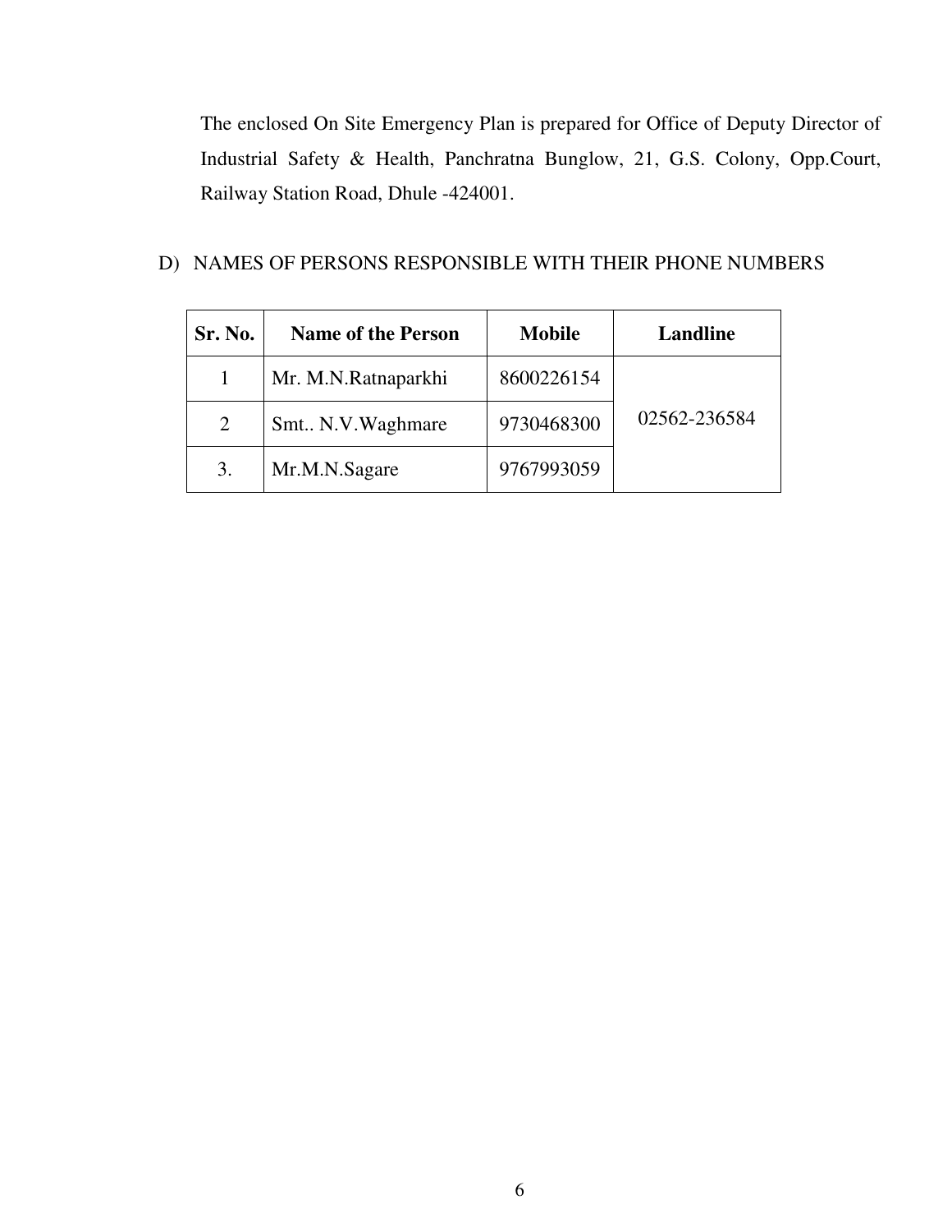The enclosed On Site Emergency Plan is prepared for Office of Deputy Director of Industrial Safety & Health, Panchratna Bunglow, 21, G.S. Colony, Opp.Court, Railway Station Road, Dhule -424001.

D) NAMES OF PERSONS RESPONSIBLE WITH THEIR PHONE NUMBERS

| Sr. No. | Name of the Person | Mobile | Landline |
|---|---|---|---|
| 1 | Mr. M.N.Ratnaparkhi | 8600226154 | 02562-236584 |
| 2 | Smt.. N.V.Waghmare | 9730468300 | |
| 3. | Mr.M.N.Sagare | 9767993059 | |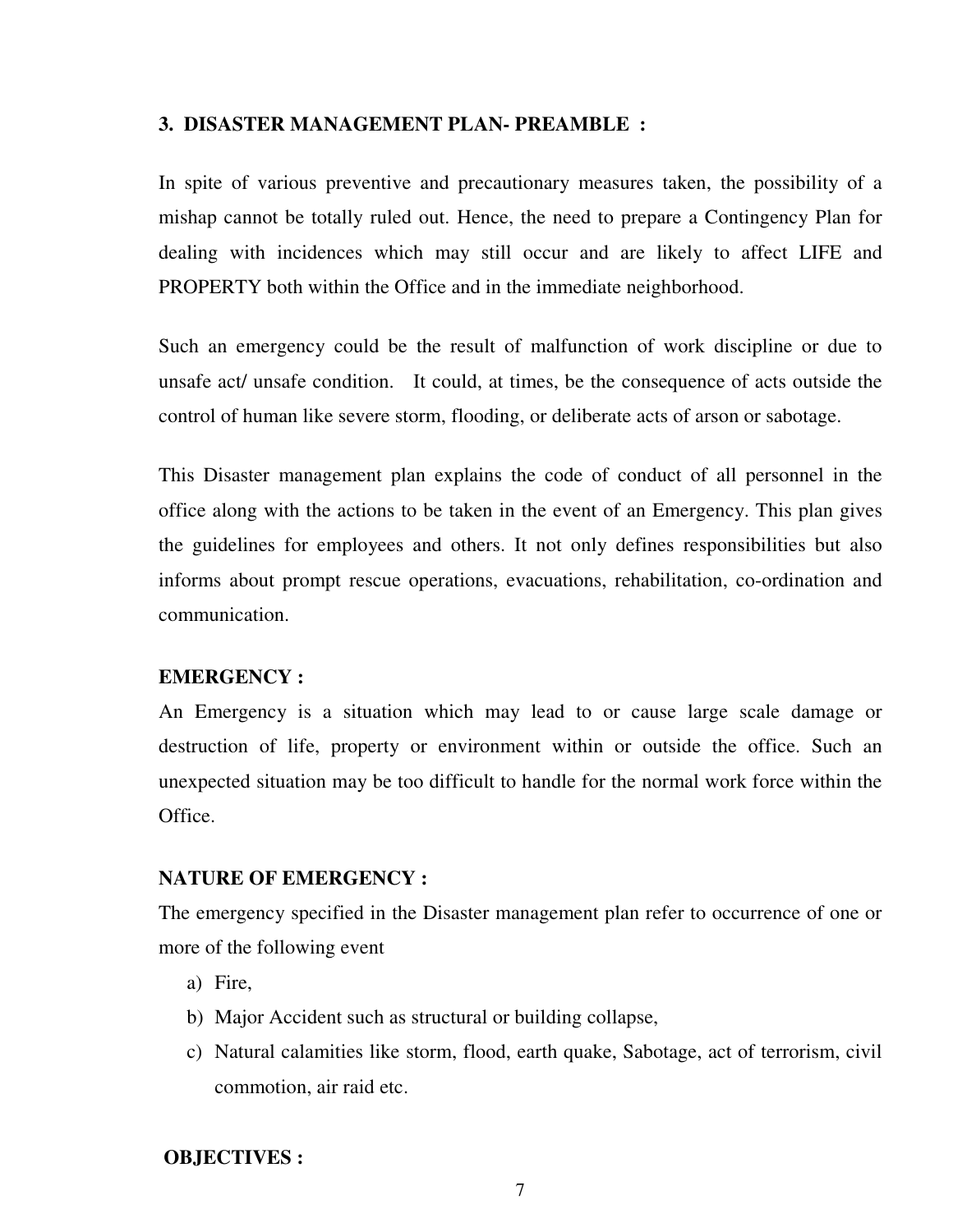## 3. DISASTER MANAGEMENT PLAN- PREAMBLE :

In spite of various preventive and precautionary measures taken, the possibility of a mishap cannot be totally ruled out. Hence, the need to prepare a Contingency Plan for dealing with incidences which may still occur and are likely to affect LIFE and PROPERTY both within the Office and in the immediate neighborhood.

Such an emergency could be the result of malfunction of work discipline or due to unsafe act/ unsafe condition. It could, at times, be the consequence of acts outside the control of human like severe storm, flooding, or deliberate acts of arson or sabotage.

This Disaster management plan explains the code of conduct of all personnel in the office along with the actions to be taken in the event of an Emergency. This plan gives the guidelines for employees and others. It not only defines responsibilities but also informs about prompt rescue operations, evacuations, rehabilitation, co-ordination and communication.

**EMERGENCY :**

An Emergency is a situation which may lead to or cause large scale damage or destruction of life, property or environment within or outside the office. Such an unexpected situation may be too difficult to handle for the normal work force within the Office.

**NATURE OF EMERGENCY :**

The emergency specified in the Disaster management plan refer to occurrence of one or more of the following event

a) Fire,
b) Major Accident such as structural or building collapse,
c) Natural calamities like storm, flood, earth quake, Sabotage, act of terrorism, civil commotion, air raid etc.

**OBJECTIVES :**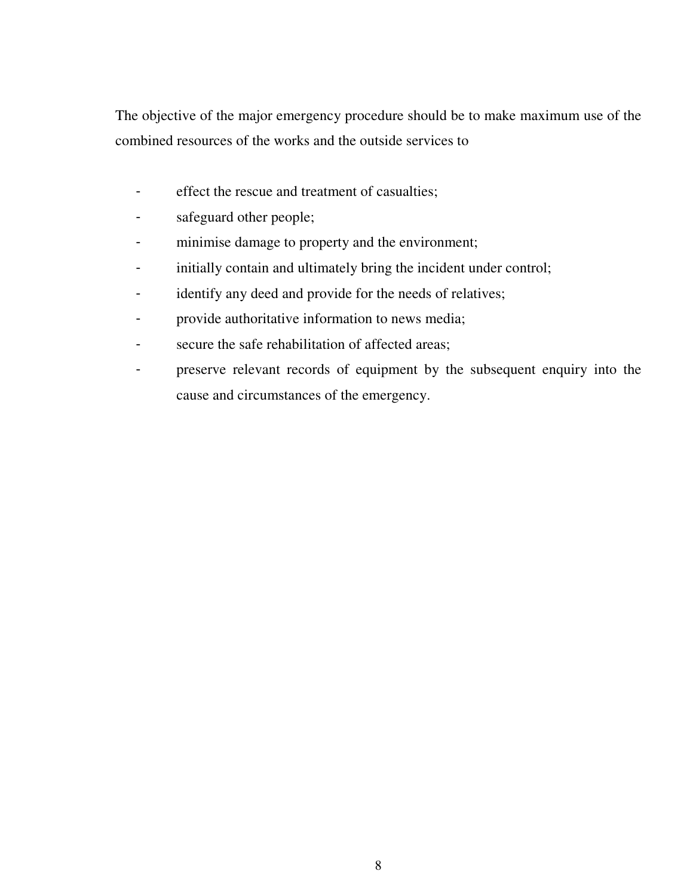The objective of the major emergency procedure should be to make maximum use of the combined resources of the works and the outside services to

- effect the rescue and treatment of casualties;
- safeguard other people;
- minimise damage to property and the environment;
- initially contain and ultimately bring the incident under control;
- identify any deed and provide for the needs of relatives;
- provide authoritative information to news media;
- secure the safe rehabilitation of affected areas;
- preserve relevant records of equipment by the subsequent enquiry into the cause and circumstances of the emergency.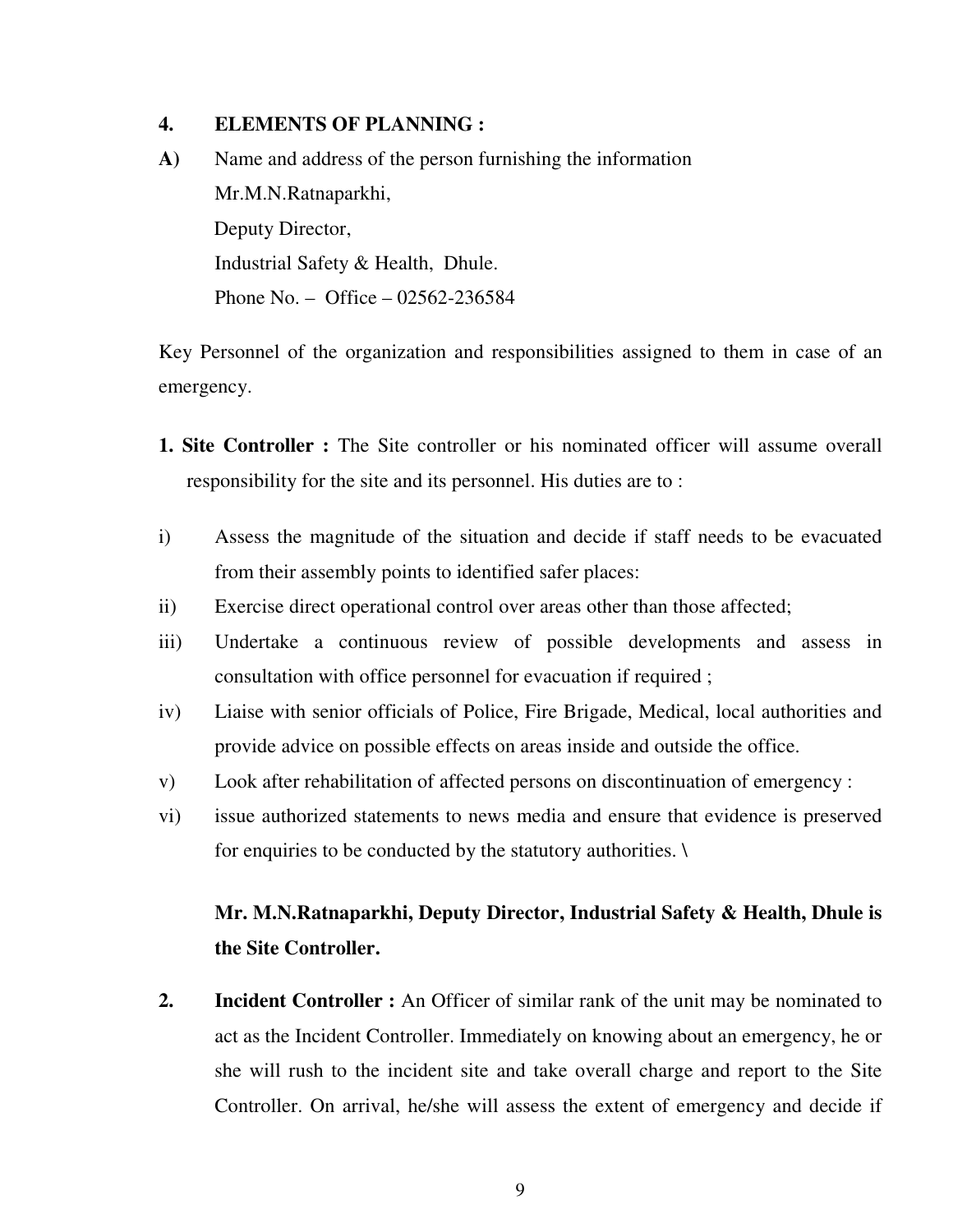## 4. ELEMENTS OF PLANNING :

**A)** Name and address of the person furnishing the information

Mr.M.N.Ratnaparkhi,
Deputy Director,
Industrial Safety & Health, Dhule.
Phone No. – Office – 02562-236584

Key Personnel of the organization and responsibilities assigned to them in case of an emergency.

**1. Site Controller :** The Site controller or his nominated officer will assume overall responsibility for the site and its personnel. His duties are to :

i) Assess the magnitude of the situation and decide if staff needs to be evacuated from their assembly points to identified safer places:

ii) Exercise direct operational control over areas other than those affected;

iii) Undertake a continuous review of possible developments and assess in consultation with office personnel for evacuation if required ;

iv) Liaise with senior officials of Police, Fire Brigade, Medical, local authorities and provide advice on possible effects on areas inside and outside the office.

v) Look after rehabilitation of affected persons on discontinuation of emergency :

vi) issue authorized statements to news media and ensure that evidence is preserved for enquiries to be conducted by the statutory authorities. \

**Mr. M.N.Ratnaparkhi, Deputy Director, Industrial Safety & Health, Dhule is the Site Controller.**

**2. Incident Controller :** An Officer of similar rank of the unit may be nominated to act as the Incident Controller. Immediately on knowing about an emergency, he or she will rush to the incident site and take overall charge and report to the Site Controller. On arrival, he/she will assess the extent of emergency and decide if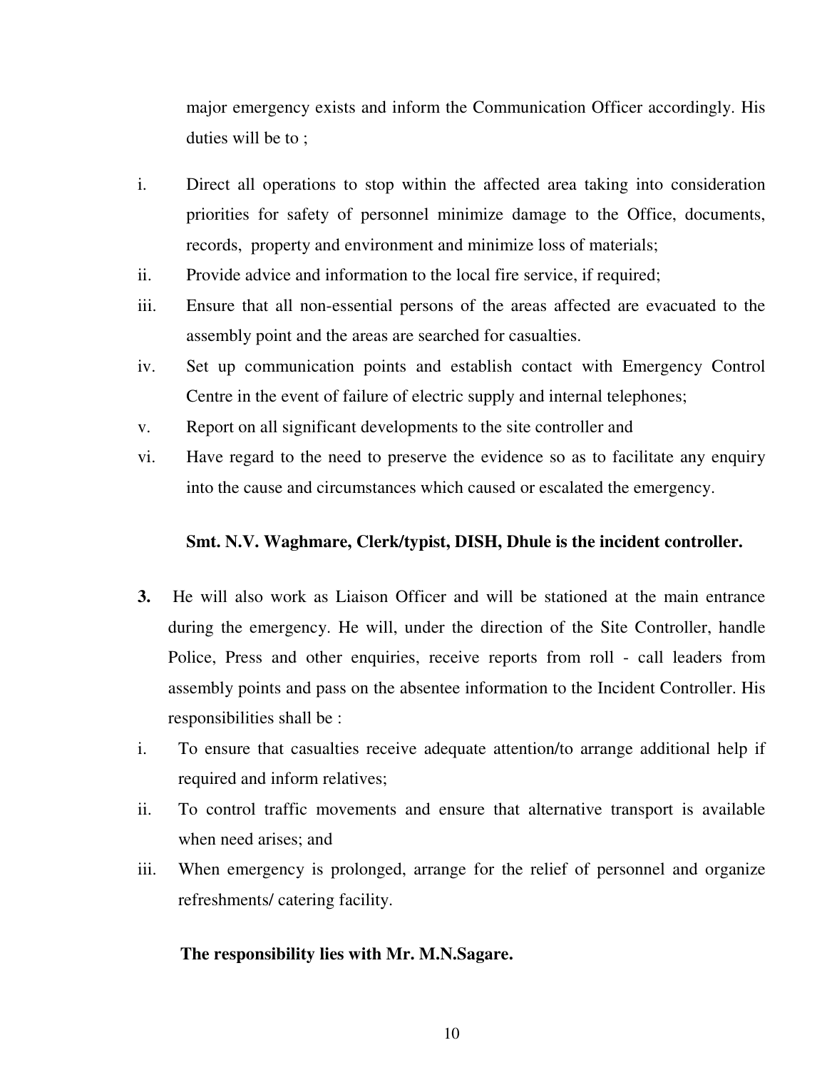major emergency exists and inform the Communication Officer accordingly. His duties will be to ;

i. Direct all operations to stop within the affected area taking into consideration priorities for safety of personnel minimize damage to the Office, documents, records, property and environment and minimize loss of materials;
ii. Provide advice and information to the local fire service, if required;
iii. Ensure that all non-essential persons of the areas affected are evacuated to the assembly point and the areas are searched for casualties.
iv. Set up communication points and establish contact with Emergency Control Centre in the event of failure of electric supply and internal telephones;
v. Report on all significant developments to the site controller and
vi. Have regard to the need to preserve the evidence so as to facilitate any enquiry into the cause and circumstances which caused or escalated the emergency.

**Smt. N.V. Waghmare, Clerk/typist, DISH, Dhule is the incident controller.**

**3.** He will also work as Liaison Officer and will be stationed at the main entrance during the emergency. He will, under the direction of the Site Controller, handle Police, Press and other enquiries, receive reports from roll - call leaders from assembly points and pass on the absentee information to the Incident Controller. His responsibilities shall be :

i. To ensure that casualties receive adequate attention/to arrange additional help if required and inform relatives;
ii. To control traffic movements and ensure that alternative transport is available when need arises; and
iii. When emergency is prolonged, arrange for the relief of personnel and organize refreshments/ catering facility.

**The responsibility lies with Mr. M.N.Sagare.**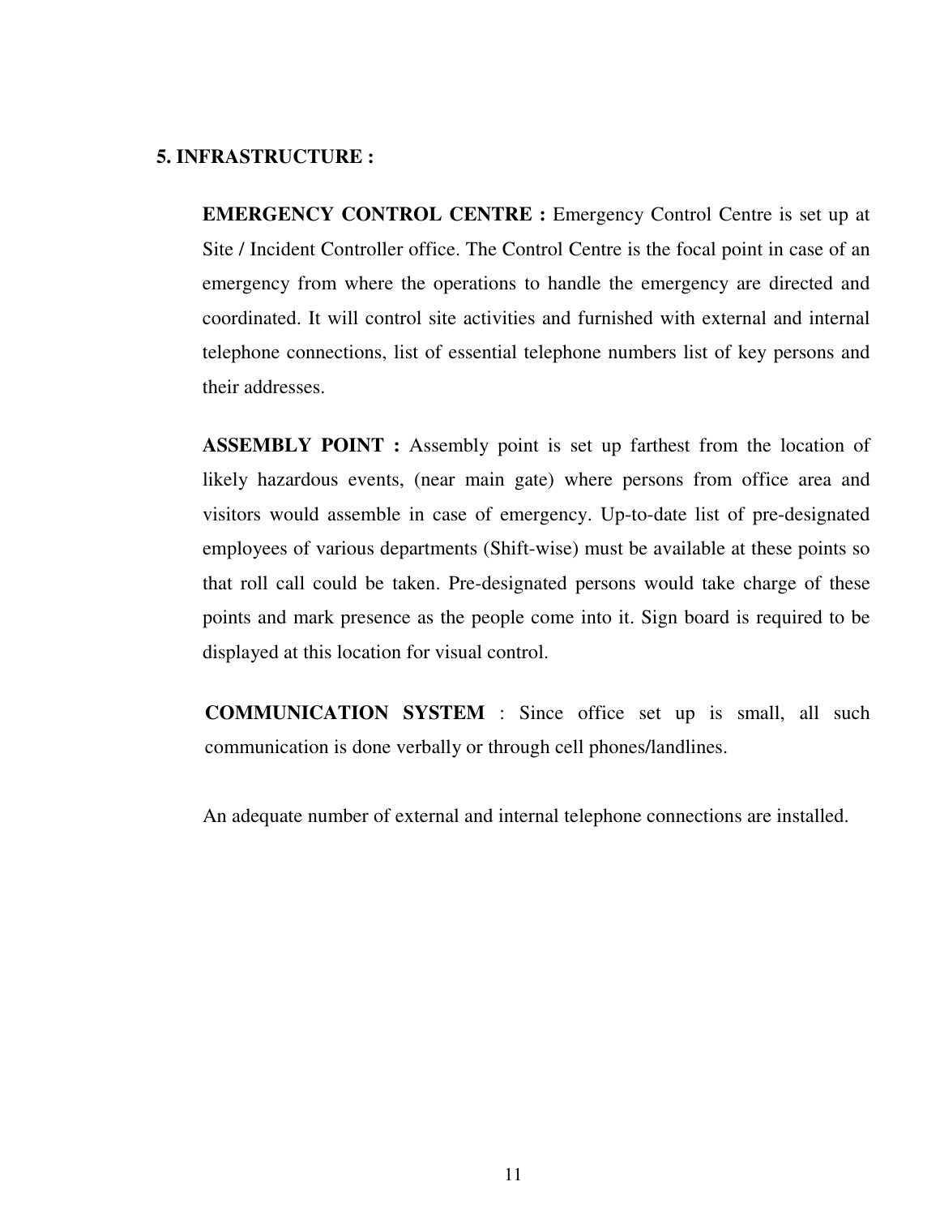## 5. INFRASTRUCTURE :

**EMERGENCY CONTROL CENTRE :** Emergency Control Centre is set up at Site / Incident Controller office. The Control Centre is the focal point in case of an emergency from where the operations to handle the emergency are directed and coordinated. It will control site activities and furnished with external and internal telephone connections, list of essential telephone numbers list of key persons and their addresses.

**ASSEMBLY POINT :** Assembly point is set up farthest from the location of likely hazardous events, (near main gate) where persons from office area and visitors would assemble in case of emergency. Up-to-date list of pre-designated employees of various departments (Shift-wise) must be available at these points so that roll call could be taken. Pre-designated persons would take charge of these points and mark presence as the people come into it. Sign board is required to be displayed at this location for visual control.

**COMMUNICATION SYSTEM** : Since office set up is small, all such communication is done verbally or through cell phones/landlines.

An adequate number of external and internal telephone connections are installed.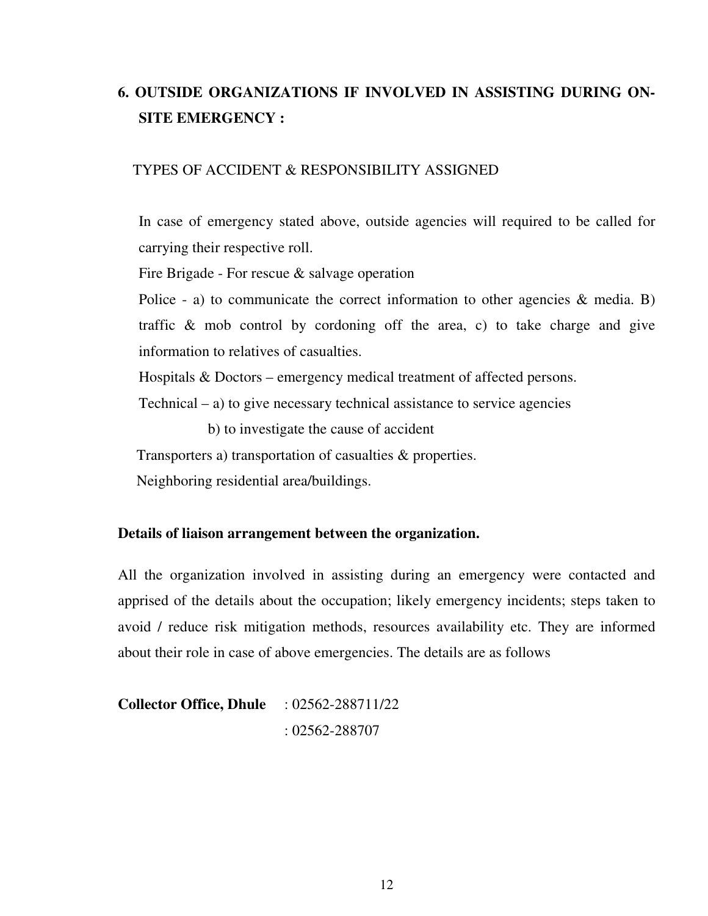## 6. OUTSIDE ORGANIZATIONS IF INVOLVED IN ASSISTING DURING ON-SITE EMERGENCY :

TYPES OF ACCIDENT & RESPONSIBILITY ASSIGNED

In case of emergency stated above, outside agencies will required to be called for carrying their respective roll.

Fire Brigade - For rescue & salvage operation

Police - a) to communicate the correct information to other agencies & media. B) traffic & mob control by cordoning off the area, c) to take charge and give information to relatives of casualties.

Hospitals & Doctors – emergency medical treatment of affected persons.

Technical – a) to give necessary technical assistance to service agencies

b) to investigate the cause of accident

Transporters a) transportation of casualties & properties.

Neighboring residential area/buildings.

**Details of liaison arrangement between the organization.**

All the organization involved in assisting during an emergency were contacted and apprised of the details about the occupation; likely emergency incidents; steps taken to avoid / reduce risk mitigation methods, resources availability etc. They are informed about their role in case of above emergencies. The details are as follows

**Collector Office, Dhule** : 02562-288711/22
: 02562-288707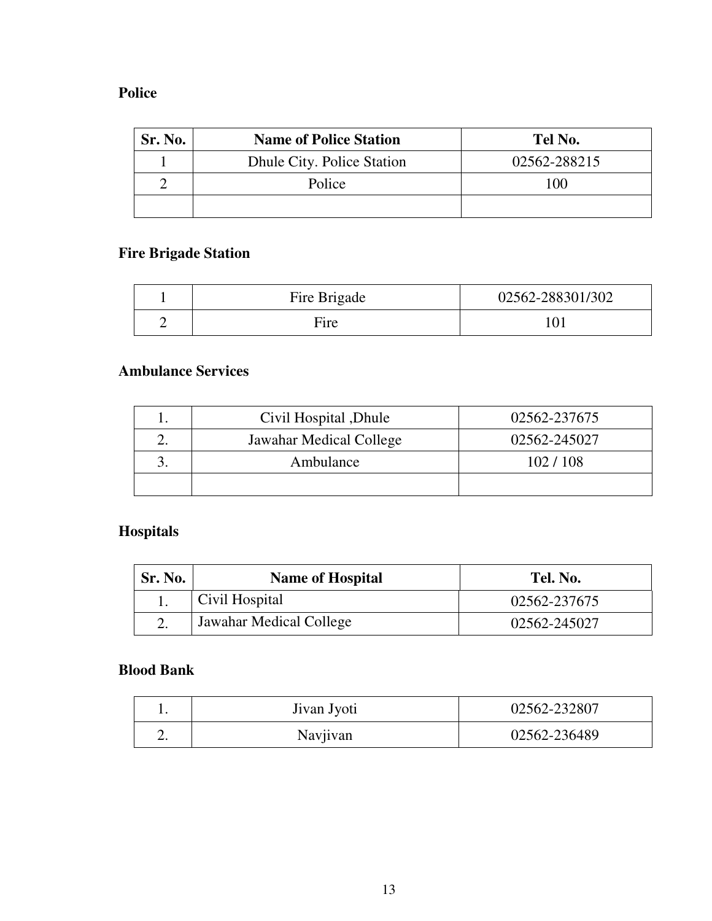**Police**

| Sr. No. | Name of Police Station | Tel No. |
|---|---|---|
| 1 | Dhule City. Police Station | 02562-288215 |
| 2 | Police | 100 |
| | | |

**Fire Brigade Station**

| | | |
|---|---|---|
| 1 | Fire Brigade | 02562-288301/302 |
| 2 | Fire | 101 |

**Ambulance Services**

| | | |
|---|---|---|
| 1. | Civil Hospital ,Dhule | 02562-237675 |
| 2. | Jawahar Medical College | 02562-245027 |
| 3. | Ambulance | 102 / 108 |
| | | |

**Hospitals**

| Sr. No. | Name of Hospital | Tel. No. |
|---|---|---|
| 1. | Civil Hospital | 02562-237675 |
| 2. | Jawahar Medical College | 02562-245027 |

**Blood Bank**

| | | |
|---|---|---|
| 1. | Jivan Jyoti | 02562-232807 |
| 2. | Navjivan | 02562-236489 |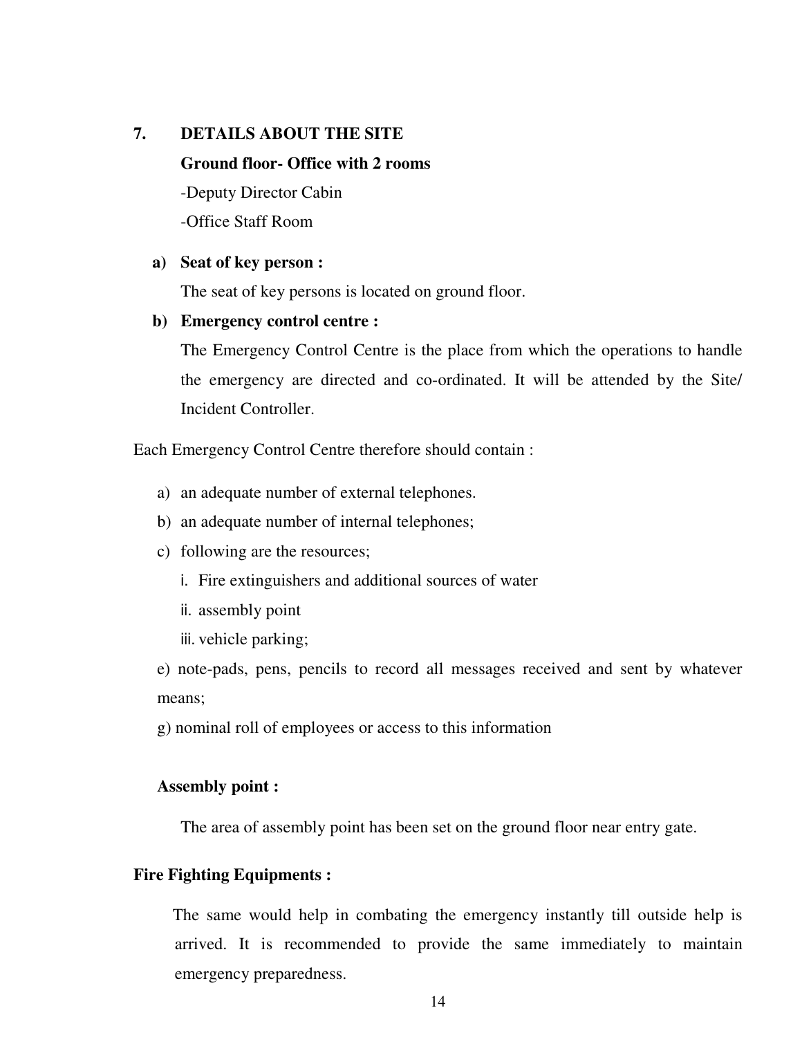## 7. DETAILS ABOUT THE SITE

**Ground floor- Office with 2 rooms**

-Deputy Director Cabin

-Office Staff Room

**a) Seat of key person :**

The seat of key persons is located on ground floor.

**b) Emergency control centre :**

The Emergency Control Centre is the place from which the operations to handle the emergency are directed and co-ordinated. It will be attended by the Site/ Incident Controller.

Each Emergency Control Centre therefore should contain :

a) an adequate number of external telephones.

b) an adequate number of internal telephones;

c) following are the resources;

   i. Fire extinguishers and additional sources of water

   ii. assembly point

   iii. vehicle parking;

e) note-pads, pens, pencils to record all messages received and sent by whatever means;

g) nominal roll of employees or access to this information

**Assembly point :**

The area of assembly point has been set on the ground floor near entry gate.

**Fire Fighting Equipments :**

The same would help in combating the emergency instantly till outside help is arrived. It is recommended to provide the same immediately to maintain emergency preparedness.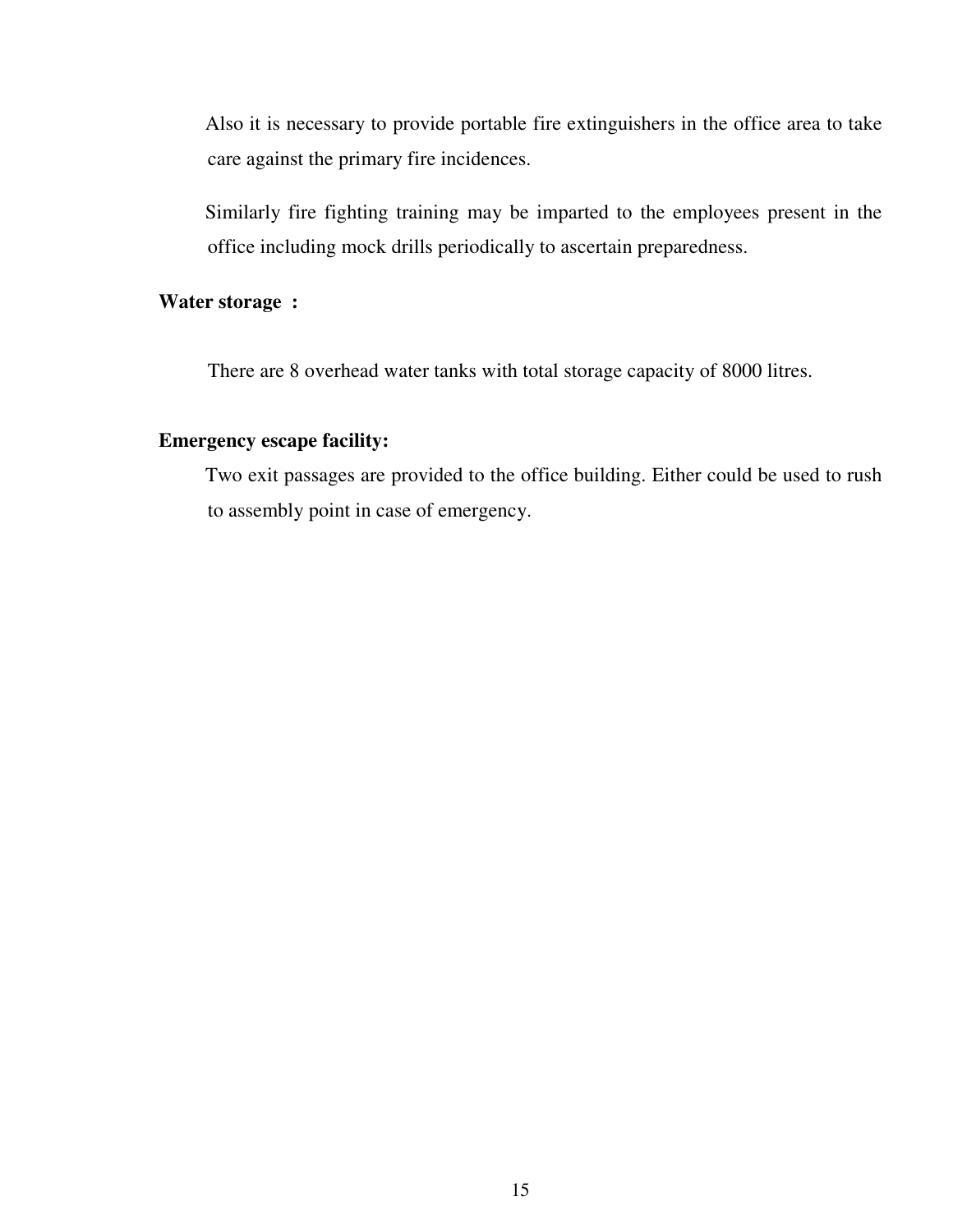Also it is necessary to provide portable fire extinguishers in the office area to take care against the primary fire incidences.

Similarly fire fighting training may be imparted to the employees present in the office including mock drills periodically to ascertain preparedness.

**Water storage :**

There are 8 overhead water tanks with total storage capacity of 8000 litres.

**Emergency escape facility:**

Two exit passages are provided to the office building. Either could be used to rush to assembly point in case of emergency.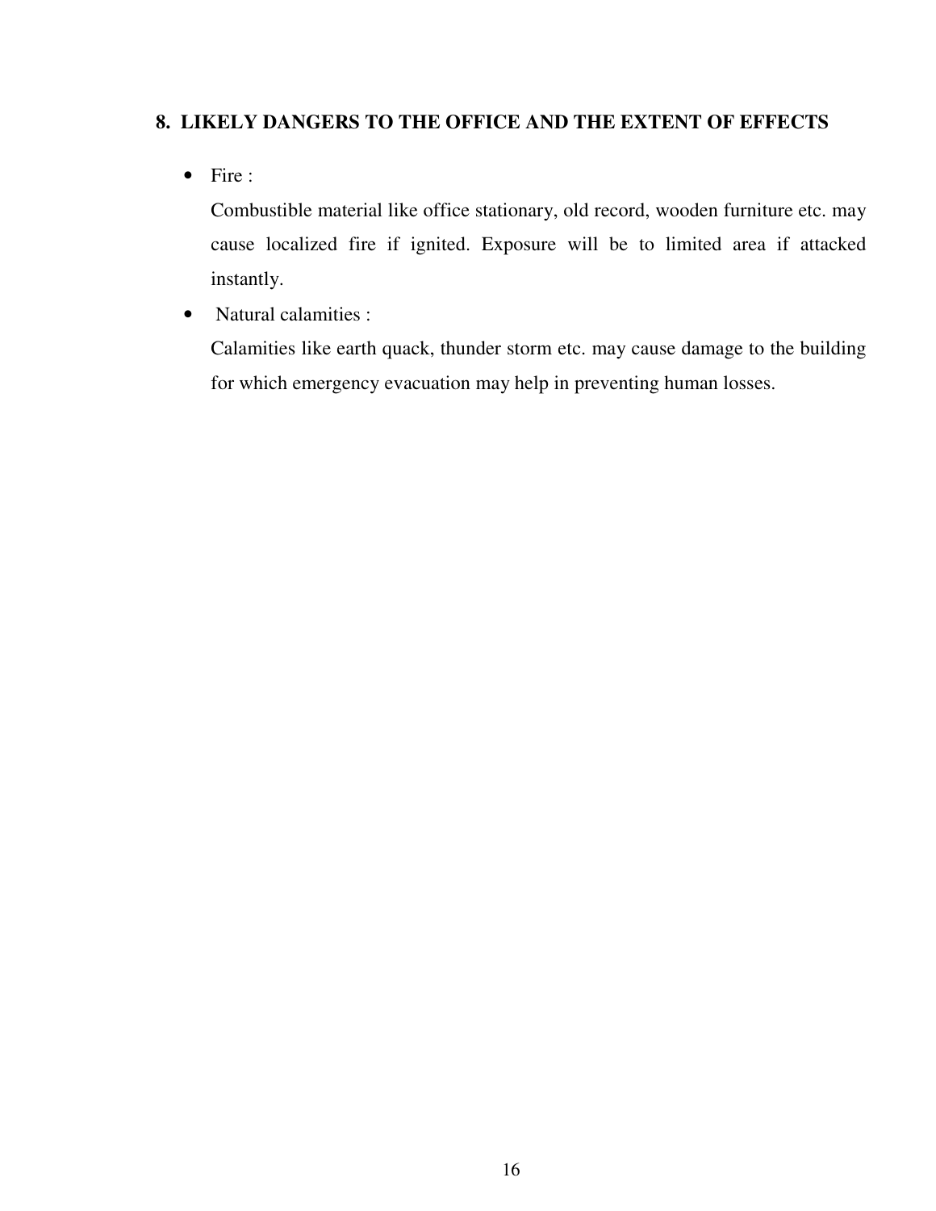## 8. LIKELY DANGERS TO THE OFFICE AND THE EXTENT OF EFFECTS

- Fire :

  Combustible material like office stationary, old record, wooden furniture etc. may cause localized fire if ignited. Exposure will be to limited area if attacked instantly.

- Natural calamities :

  Calamities like earth quack, thunder storm etc. may cause damage to the building for which emergency evacuation may help in preventing human losses.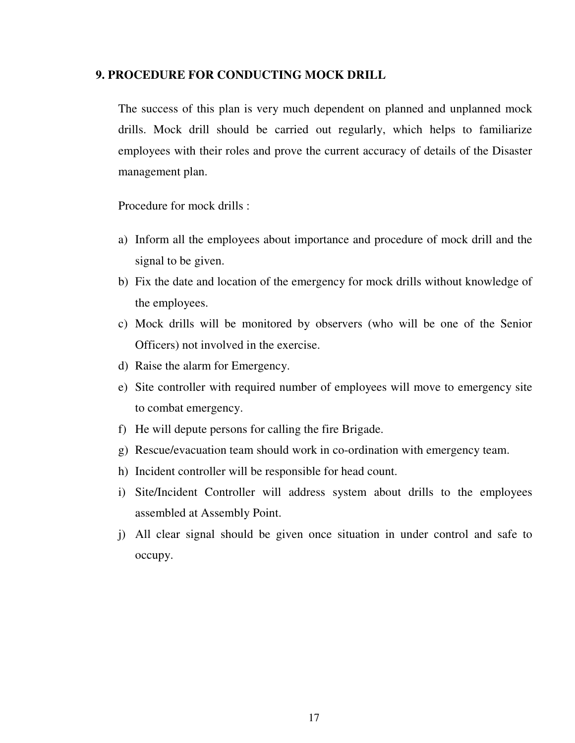## 9. PROCEDURE FOR CONDUCTING MOCK DRILL

The success of this plan is very much dependent on planned and unplanned mock drills. Mock drill should be carried out regularly, which helps to familiarize employees with their roles and prove the current accuracy of details of the Disaster management plan.

Procedure for mock drills :

a) Inform all the employees about importance and procedure of mock drill and the signal to be given.
b) Fix the date and location of the emergency for mock drills without knowledge of the employees.
c) Mock drills will be monitored by observers (who will be one of the Senior Officers) not involved in the exercise.
d) Raise the alarm for Emergency.
e) Site controller with required number of employees will move to emergency site to combat emergency.
f) He will depute persons for calling the fire Brigade.
g) Rescue/evacuation team should work in co-ordination with emergency team.
h) Incident controller will be responsible for head count.
i) Site/Incident Controller will address system about drills to the employees assembled at Assembly Point.
j) All clear signal should be given once situation in under control and safe to occupy.